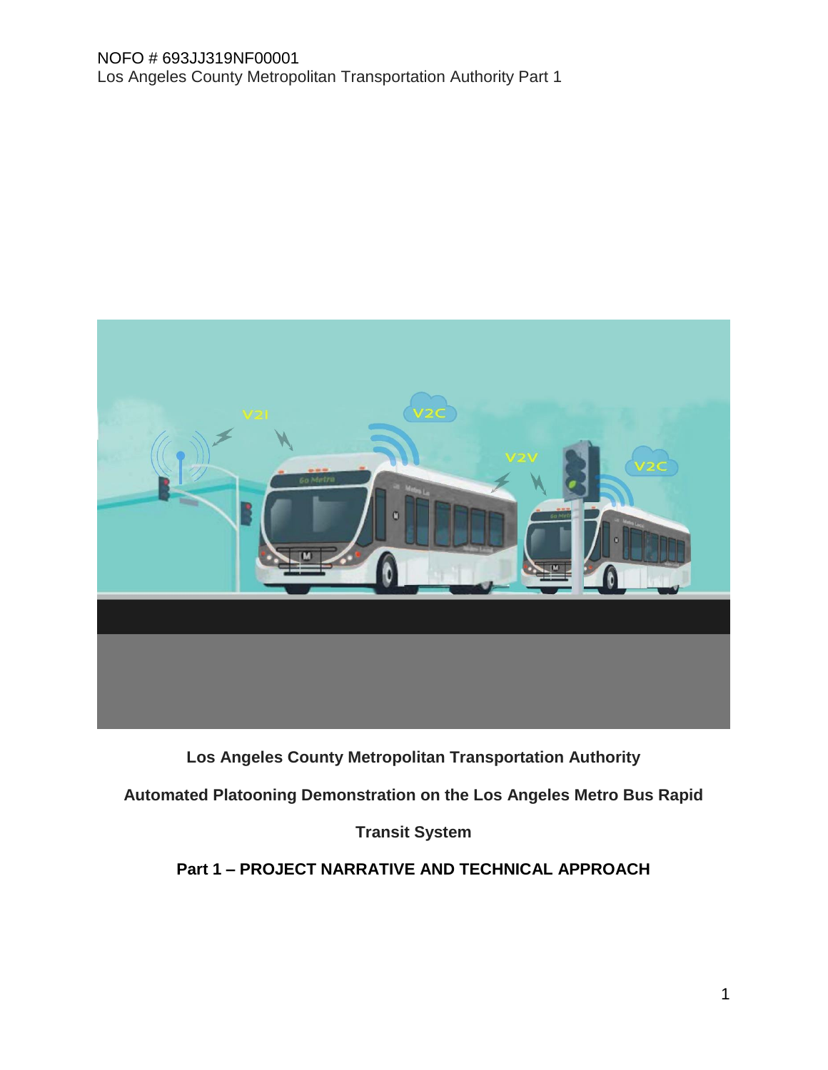**Los Angeles County Metropolitan Transportation Authority**

**Automated Platooning Demonstration on the Los Angeles Metro Bus Rapid Transit System**

**Part 1 – PROJECT NARRATIVE AND TECHNICAL APPROACH**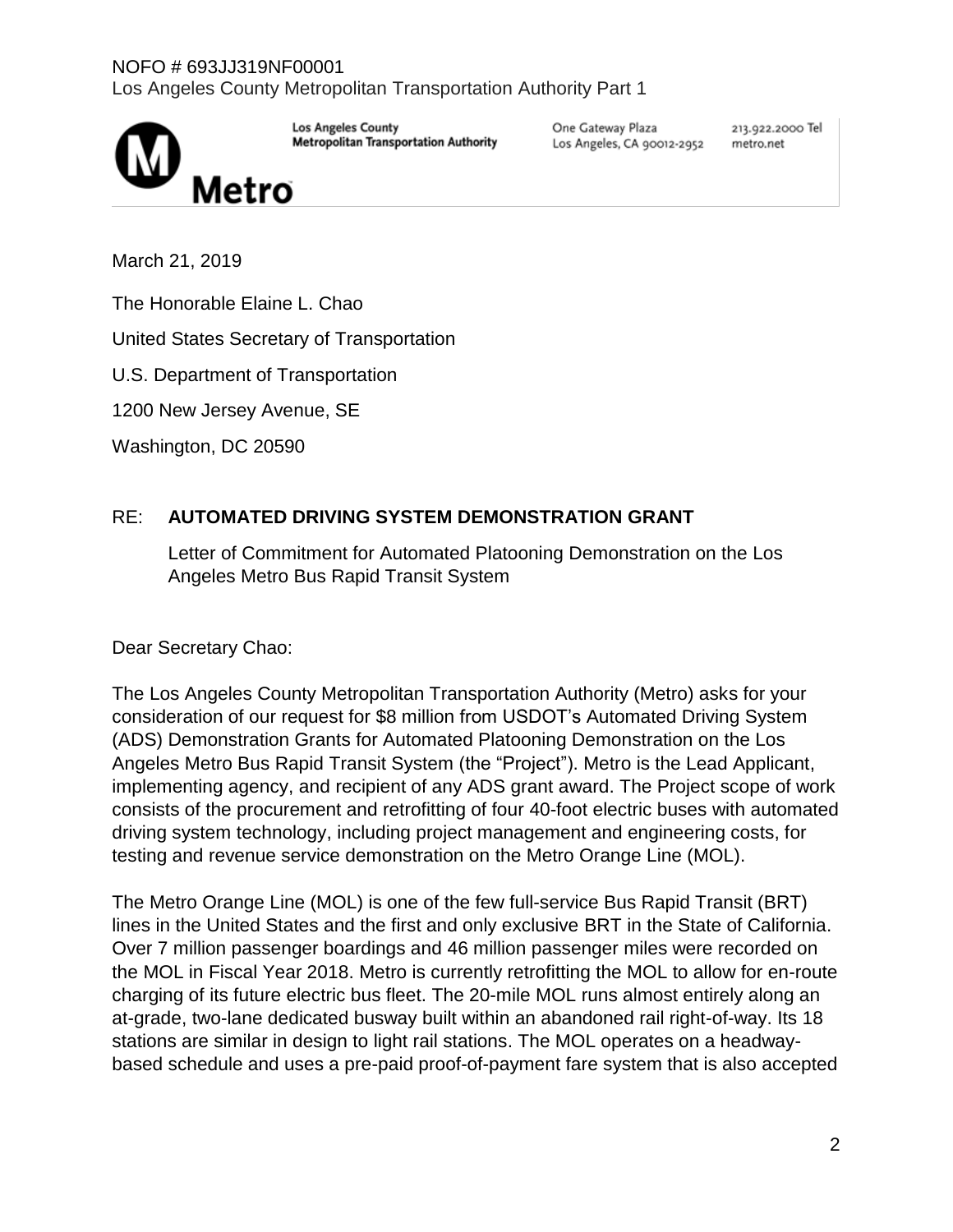Los Angeles County Metropolitan Transportation Authority

One Gateway Plaza
Los Angeles, CA 90012-2952

213.922.2000 Tel
metro.net

Metro

March 21, 2019

The Honorable Elaine L. Chao

United States Secretary of Transportation

U.S. Department of Transportation

1200 New Jersey Avenue, SE

Washington, DC 20590

RE: **AUTOMATED DRIVING SYSTEM DEMONSTRATION GRANT**

Letter of Commitment for Automated Platooning Demonstration on the Los Angeles Metro Bus Rapid Transit System

Dear Secretary Chao:

The Los Angeles County Metropolitan Transportation Authority (Metro) asks for your consideration of our request for $8 million from USDOT's Automated Driving System (ADS) Demonstration Grants for Automated Platooning Demonstration on the Los Angeles Metro Bus Rapid Transit System (the "Project"). Metro is the Lead Applicant, implementing agency, and recipient of any ADS grant award. The Project scope of work consists of the procurement and retrofitting of four 40-foot electric buses with automated driving system technology, including project management and engineering costs, for testing and revenue service demonstration on the Metro Orange Line (MOL).

The Metro Orange Line (MOL) is one of the few full-service Bus Rapid Transit (BRT) lines in the United States and the first and only exclusive BRT in the State of California. Over 7 million passenger boardings and 46 million passenger miles were recorded on the MOL in Fiscal Year 2018. Metro is currently retrofitting the MOL to allow for en-route charging of its future electric bus fleet. The 20-mile MOL runs almost entirely along an at-grade, two-lane dedicated busway built within an abandoned rail right-of-way. Its 18 stations are similar in design to light rail stations. The MOL operates on a headway-based schedule and uses a pre-paid proof-of-payment fare system that is also accepted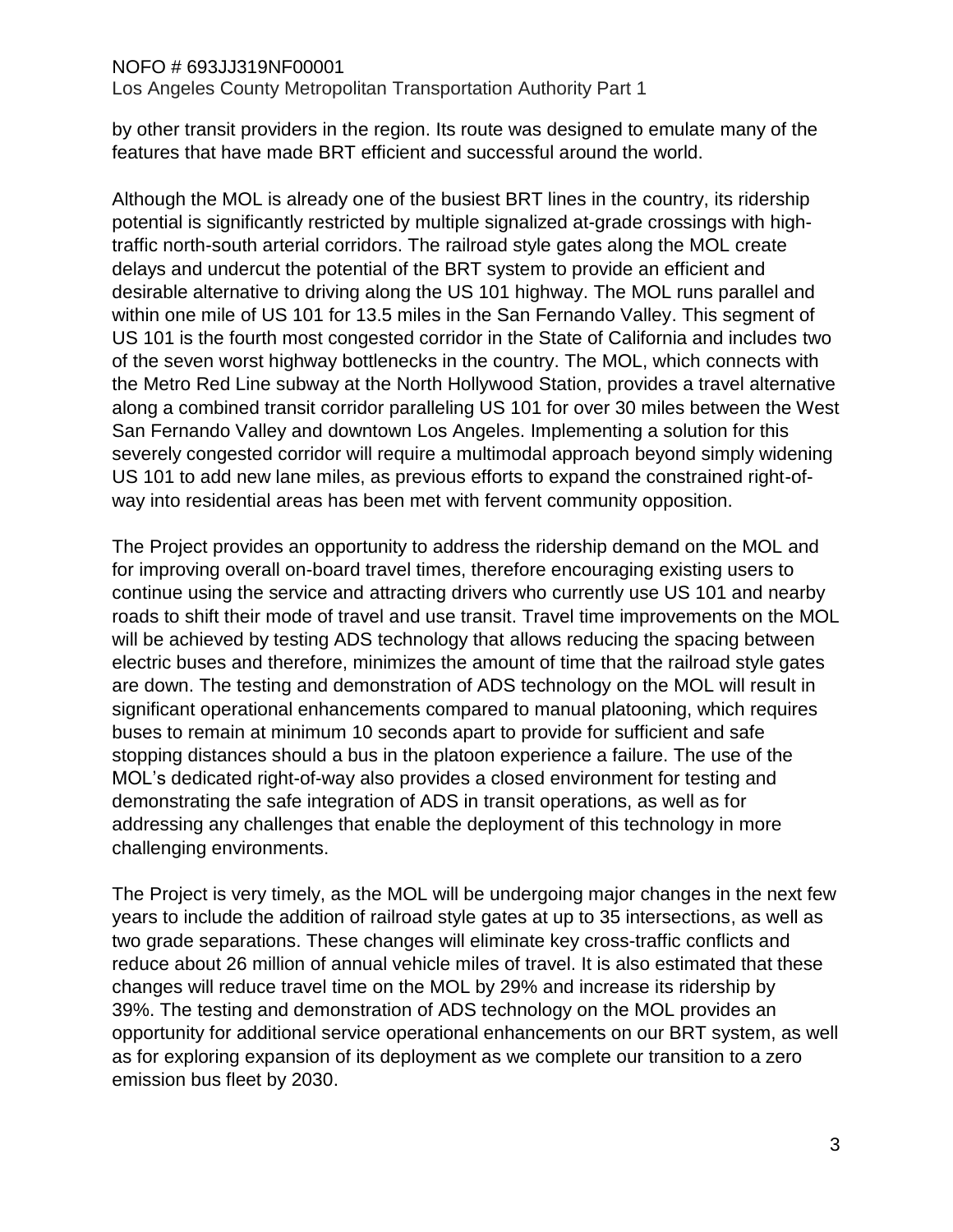by other transit providers in the region. Its route was designed to emulate many of the features that have made BRT efficient and successful around the world.

Although the MOL is already one of the busiest BRT lines in the country, its ridership potential is significantly restricted by multiple signalized at-grade crossings with high-traffic north-south arterial corridors. The railroad style gates along the MOL create delays and undercut the potential of the BRT system to provide an efficient and desirable alternative to driving along the US 101 highway. The MOL runs parallel and within one mile of US 101 for 13.5 miles in the San Fernando Valley. This segment of US 101 is the fourth most congested corridor in the State of California and includes two of the seven worst highway bottlenecks in the country. The MOL, which connects with the Metro Red Line subway at the North Hollywood Station, provides a travel alternative along a combined transit corridor paralleling US 101 for over 30 miles between the West San Fernando Valley and downtown Los Angeles. Implementing a solution for this severely congested corridor will require a multimodal approach beyond simply widening US 101 to add new lane miles, as previous efforts to expand the constrained right-of-way into residential areas has been met with fervent community opposition.

The Project provides an opportunity to address the ridership demand on the MOL and for improving overall on-board travel times, therefore encouraging existing users to continue using the service and attracting drivers who currently use US 101 and nearby roads to shift their mode of travel and use transit. Travel time improvements on the MOL will be achieved by testing ADS technology that allows reducing the spacing between electric buses and therefore, minimizes the amount of time that the railroad style gates are down. The testing and demonstration of ADS technology on the MOL will result in significant operational enhancements compared to manual platooning, which requires buses to remain at minimum 10 seconds apart to provide for sufficient and safe stopping distances should a bus in the platoon experience a failure. The use of the MOL's dedicated right-of-way also provides a closed environment for testing and demonstrating the safe integration of ADS in transit operations, as well as for addressing any challenges that enable the deployment of this technology in more challenging environments.

The Project is very timely, as the MOL will be undergoing major changes in the next few years to include the addition of railroad style gates at up to 35 intersections, as well as two grade separations. These changes will eliminate key cross-traffic conflicts and reduce about 26 million of annual vehicle miles of travel. It is also estimated that these changes will reduce travel time on the MOL by 29% and increase its ridership by 39%. The testing and demonstration of ADS technology on the MOL provides an opportunity for additional service operational enhancements on our BRT system, as well as for exploring expansion of its deployment as we complete our transition to a zero emission bus fleet by 2030.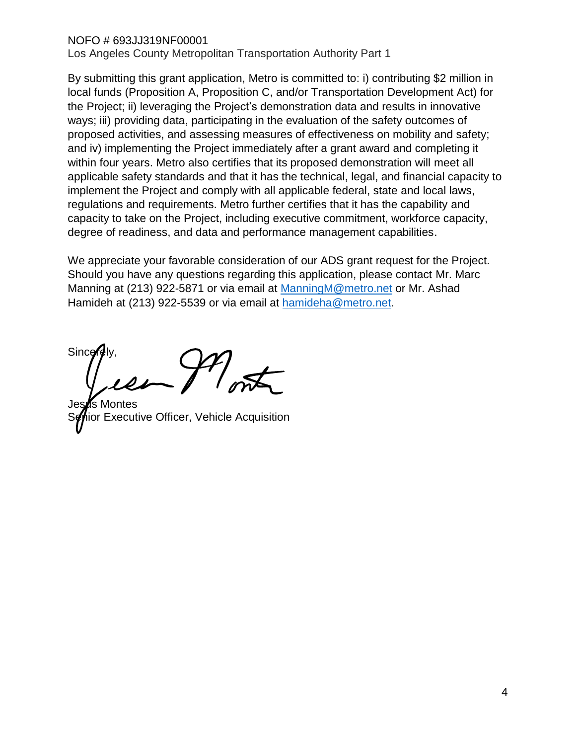By submitting this grant application, Metro is committed to: i) contributing $2 million in local funds (Proposition A, Proposition C, and/or Transportation Development Act) for the Project; ii) leveraging the Project's demonstration data and results in innovative ways; iii) providing data, participating in the evaluation of the safety outcomes of proposed activities, and assessing measures of effectiveness on mobility and safety; and iv) implementing the Project immediately after a grant award and completing it within four years. Metro also certifies that its proposed demonstration will meet all applicable safety standards and that it has the technical, legal, and financial capacity to implement the Project and comply with all applicable federal, state and local laws, regulations and requirements. Metro further certifies that it has the capability and capacity to take on the Project, including executive commitment, workforce capacity, degree of readiness, and data and performance management capabilities.

We appreciate your favorable consideration of our ADS grant request for the Project. Should you have any questions regarding this application, please contact Mr. Marc Manning at (213) 922-5871 or via email at ManningM@metro.net or Mr. Ashad Hamideh at (213) 922-5539 or via email at hamideha@metro.net.

Sincerely,

Jesus Montes
Senior Executive Officer, Vehicle Acquisition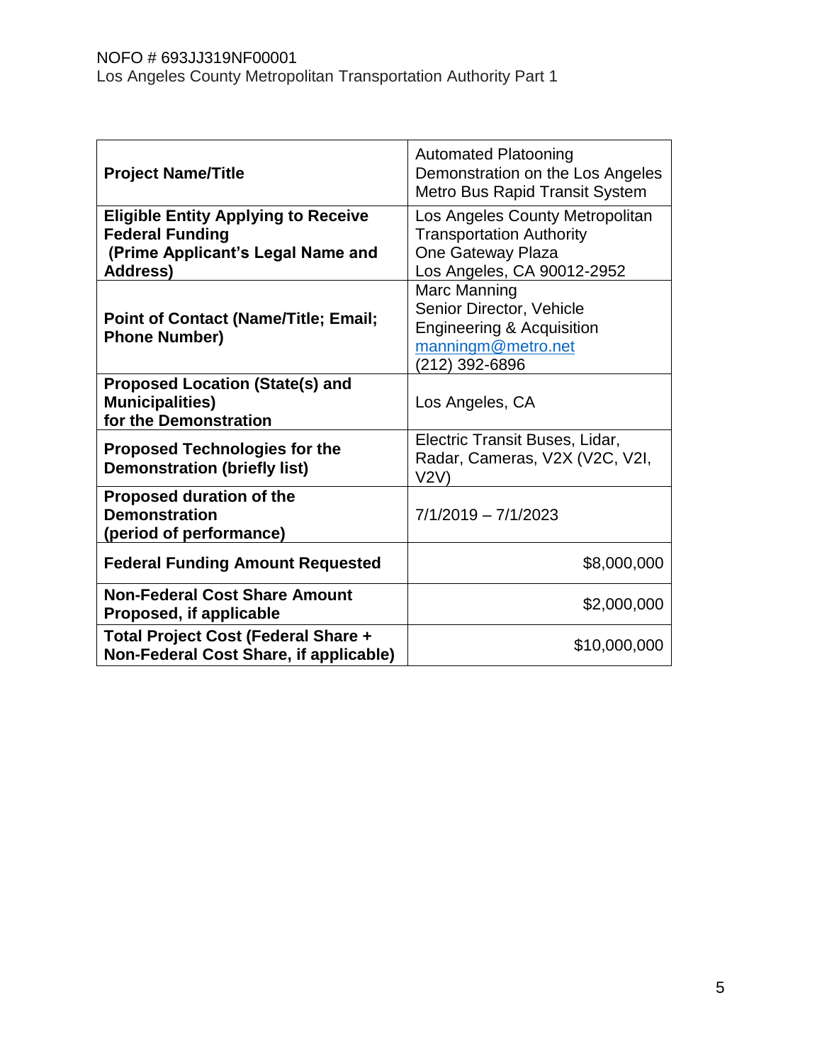| Project Name/Title | Automated Platooning Demonstration on the Los Angeles Metro Bus Rapid Transit System |
|---|---|
| **Eligible Entity Applying to Receive Federal Funding (Prime Applicant's Legal Name and Address)** | Los Angeles County Metropolitan Transportation Authority<br>One Gateway Plaza<br>Los Angeles, CA 90012-2952 |
| **Point of Contact (Name/Title; Email; Phone Number)** | Marc Manning<br>Senior Director, Vehicle Engineering & Acquisition<br>manningm@metro.net<br>(212) 392-6896 |
| **Proposed Location (State(s) and Municipalities) for the Demonstration** | Los Angeles, CA |
| **Proposed Technologies for the Demonstration (briefly list)** | Electric Transit Buses, Lidar, Radar, Cameras, V2X (V2C, V2I, V2V) |
| **Proposed duration of the Demonstration (period of performance)** | 7/1/2019 – 7/1/2023 |
| **Federal Funding Amount Requested** | $8,000,000 |
| **Non-Federal Cost Share Amount Proposed, if applicable** | $2,000,000 |
| **Total Project Cost (Federal Share + Non-Federal Cost Share, if applicable)** | $10,000,000 |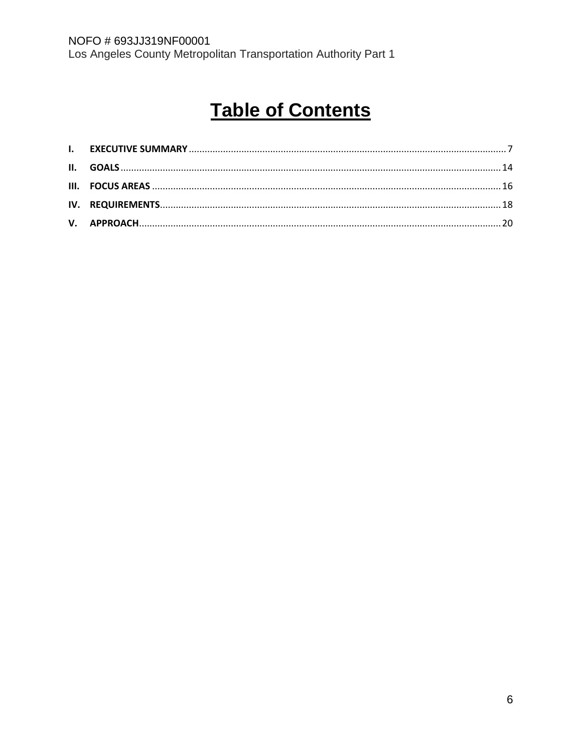# Table of Contents

| | | |
|---|---|---|
| **I.** | **EXECUTIVE SUMMARY** | 7 |
| **II.** | **GOALS** | 14 |
| **III.** | **FOCUS AREAS** | 16 |
| **IV.** | **REQUIREMENTS** | 18 |
| **V.** | **APPROACH** | 20 |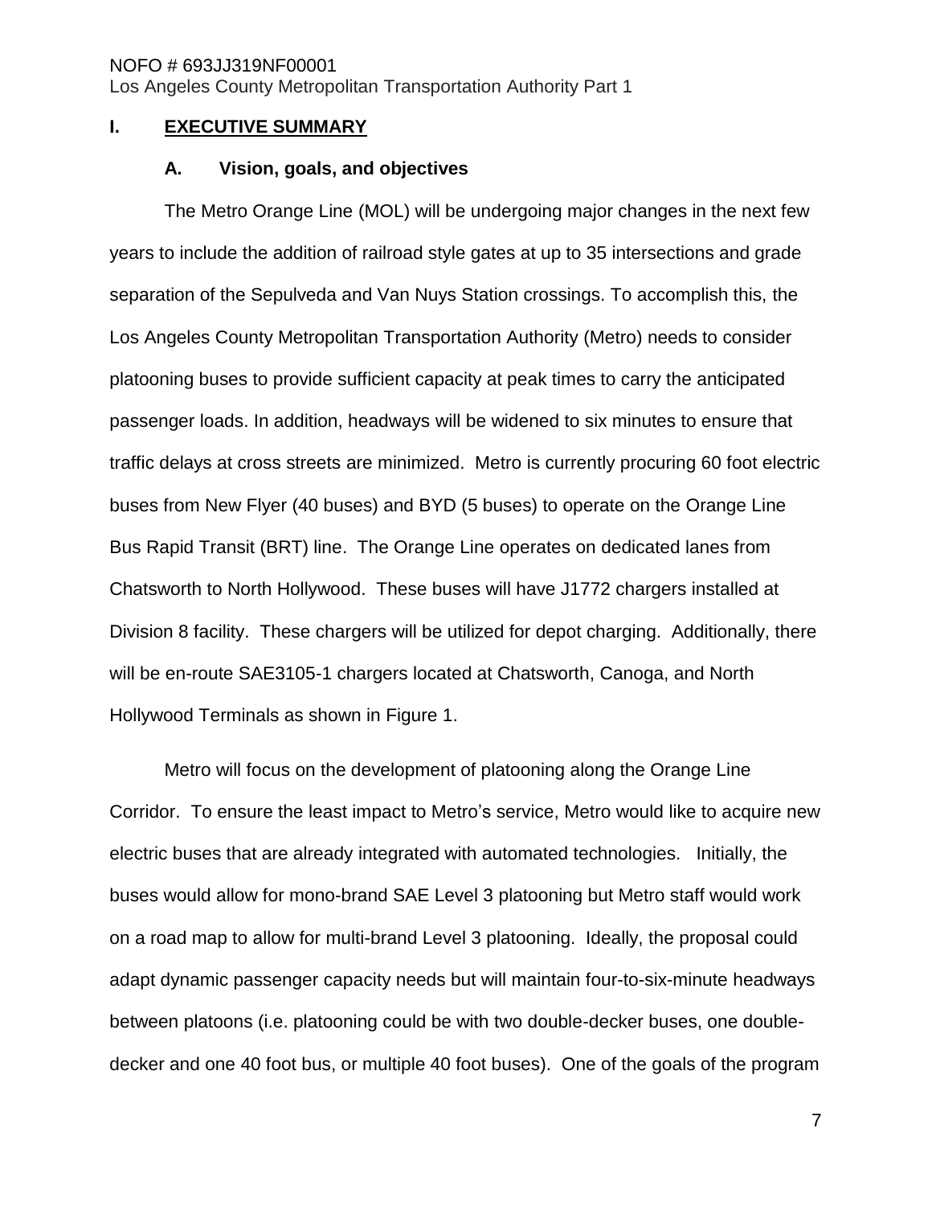# I. EXECUTIVE SUMMARY

## A. Vision, goals, and objectives

The Metro Orange Line (MOL) will be undergoing major changes in the next few years to include the addition of railroad style gates at up to 35 intersections and grade separation of the Sepulveda and Van Nuys Station crossings. To accomplish this, the Los Angeles County Metropolitan Transportation Authority (Metro) needs to consider platooning buses to provide sufficient capacity at peak times to carry the anticipated passenger loads. In addition, headways will be widened to six minutes to ensure that traffic delays at cross streets are minimized. Metro is currently procuring 60 foot electric buses from New Flyer (40 buses) and BYD (5 buses) to operate on the Orange Line Bus Rapid Transit (BRT) line. The Orange Line operates on dedicated lanes from Chatsworth to North Hollywood. These buses will have J1772 chargers installed at Division 8 facility. These chargers will be utilized for depot charging. Additionally, there will be en-route SAE3105-1 chargers located at Chatsworth, Canoga, and North Hollywood Terminals as shown in Figure 1.

Metro will focus on the development of platooning along the Orange Line Corridor. To ensure the least impact to Metro's service, Metro would like to acquire new electric buses that are already integrated with automated technologies. Initially, the buses would allow for mono-brand SAE Level 3 platooning but Metro staff would work on a road map to allow for multi-brand Level 3 platooning. Ideally, the proposal could adapt dynamic passenger capacity needs but will maintain four-to-six-minute headways between platoons (i.e. platooning could be with two double-decker buses, one double-decker and one 40 foot bus, or multiple 40 foot buses). One of the goals of the program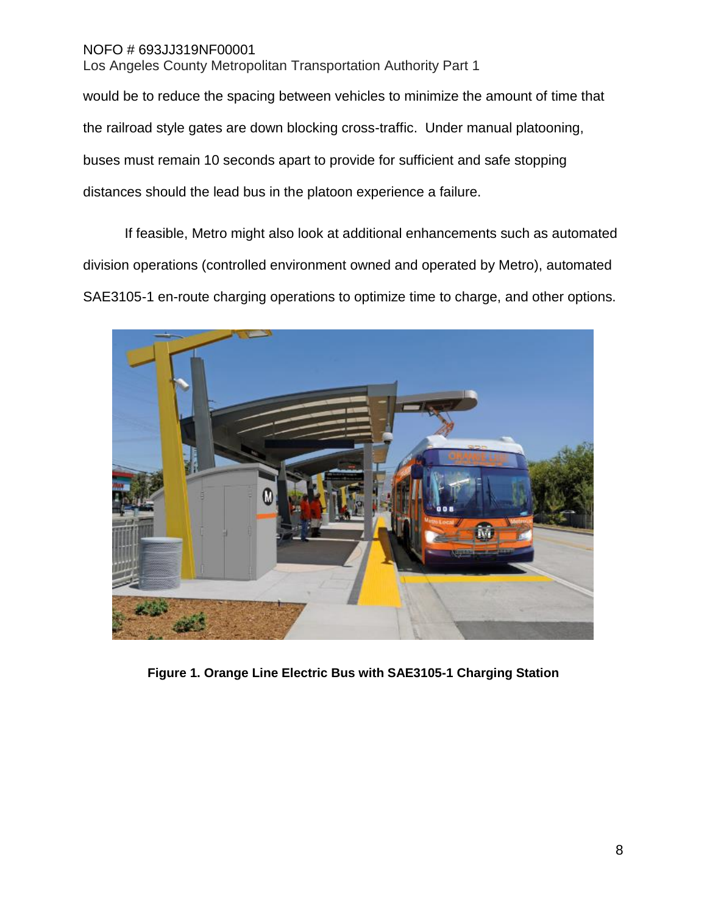would be to reduce the spacing between vehicles to minimize the amount of time that the railroad style gates are down blocking cross-traffic. Under manual platooning, buses must remain 10 seconds apart to provide for sufficient and safe stopping distances should the lead bus in the platoon experience a failure.

If feasible, Metro might also look at additional enhancements such as automated division operations (controlled environment owned and operated by Metro), automated SAE3105-1 en-route charging operations to optimize time to charge, and other options.

**Figure 1. Orange Line Electric Bus with SAE3105-1 Charging Station**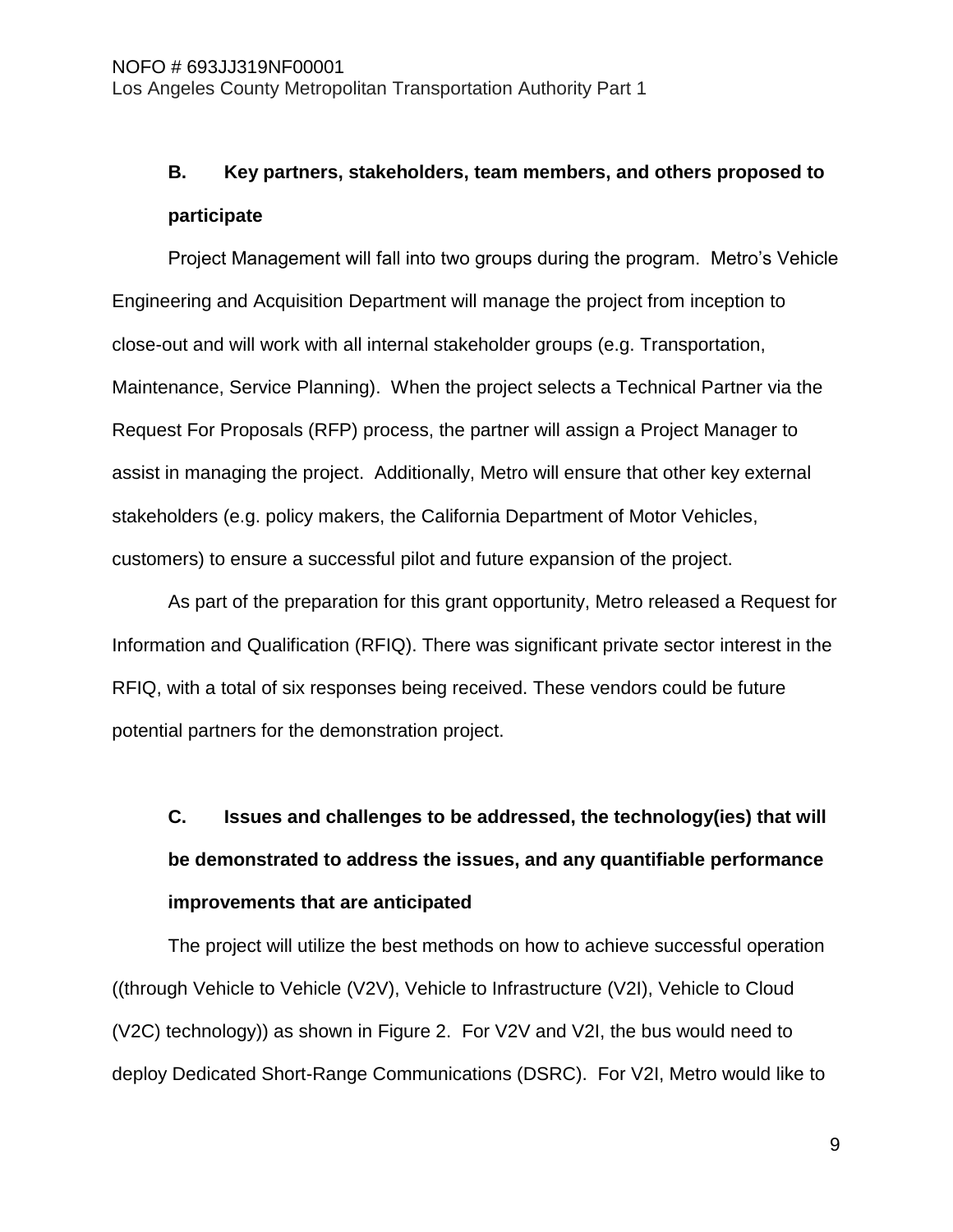## B. Key partners, stakeholders, team members, and others proposed to participate

Project Management will fall into two groups during the program. Metro's Vehicle Engineering and Acquisition Department will manage the project from inception to close-out and will work with all internal stakeholder groups (e.g. Transportation, Maintenance, Service Planning). When the project selects a Technical Partner via the Request For Proposals (RFP) process, the partner will assign a Project Manager to assist in managing the project. Additionally, Metro will ensure that other key external stakeholders (e.g. policy makers, the California Department of Motor Vehicles, customers) to ensure a successful pilot and future expansion of the project.

As part of the preparation for this grant opportunity, Metro released a Request for Information and Qualification (RFIQ). There was significant private sector interest in the RFIQ, with a total of six responses being received. These vendors could be future potential partners for the demonstration project.

## C. Issues and challenges to be addressed, the technology(ies) that will be demonstrated to address the issues, and any quantifiable performance improvements that are anticipated

The project will utilize the best methods on how to achieve successful operation ((through Vehicle to Vehicle (V2V), Vehicle to Infrastructure (V2I), Vehicle to Cloud (V2C) technology)) as shown in Figure 2. For V2V and V2I, the bus would need to deploy Dedicated Short-Range Communications (DSRC). For V2I, Metro would like to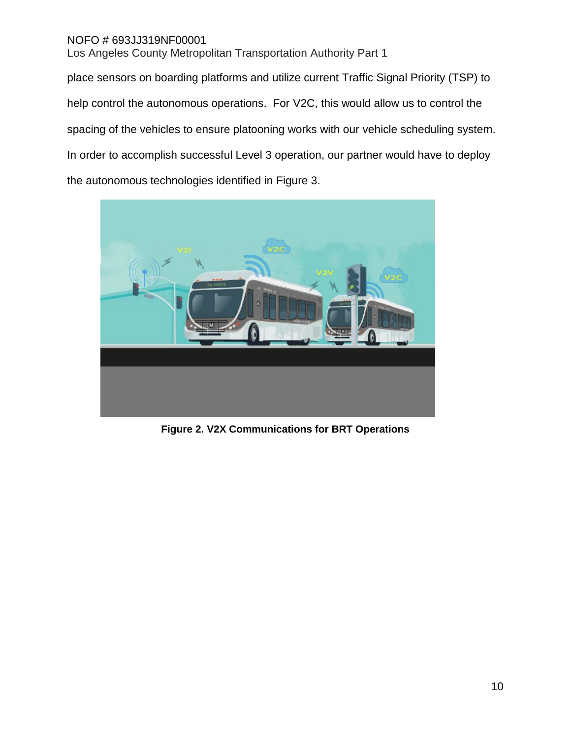place sensors on boarding platforms and utilize current Traffic Signal Priority (TSP) to help control the autonomous operations. For V2C, this would allow us to control the spacing of the vehicles to ensure platooning works with our vehicle scheduling system. In order to accomplish successful Level 3 operation, our partner would have to deploy the autonomous technologies identified in Figure 3.

**Figure 2. V2X Communications for BRT Operations**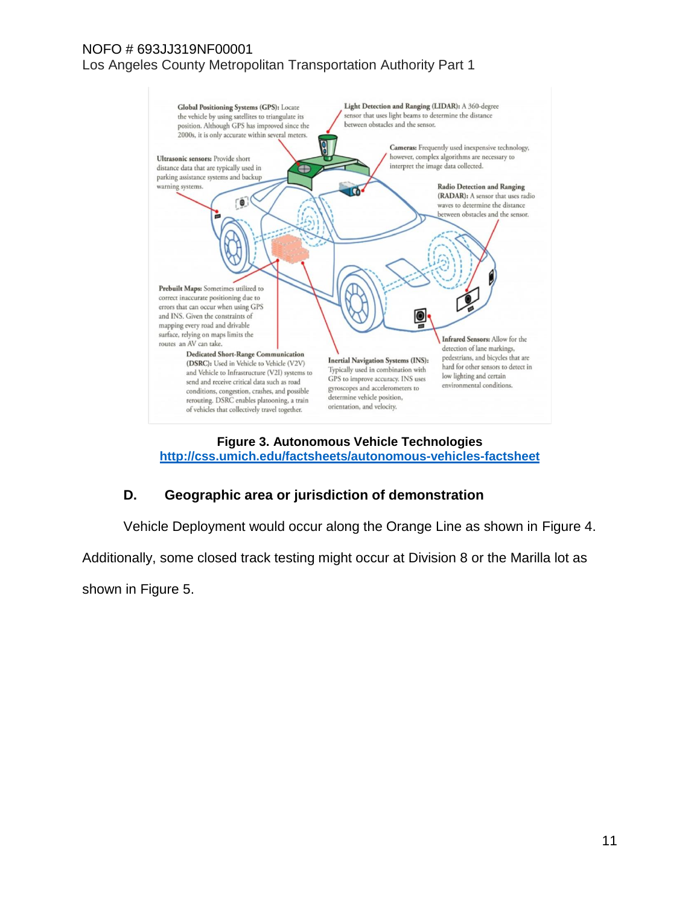Global Positioning Systems (GPS): Locate the vehicle by using satellites to triangulate its position. Although GPS has improved since the 2000s, it is only accurate within several meters.

Light Detection and Ranging (LIDAR): A 360-degree sensor that uses light beams to determine the distance between obstacles and the sensor.

Cameras: Frequently used inexpensive technology, however, complex algorithms are necessary to interpret the image data collected.

Ultrasonic sensors: Provide short distance data that are typically used in parking assistance systems and backup warning systems.

Radio Detection and Ranging (RADAR): A sensor that uses radio waves to determine the distance between obstacles and the sensor.

Prebuilt Maps: Sometimes utilized to correct inaccurate positioning due to errors that can occur when using GPS and INS. Given the constraints of mapping every road and drivable surface, relying on maps limits the routes an AV can take.

Infrared Sensors: Allow for the detection of lane markings, pedestrians, and bicycles that are hard for other sensors to detect in low lighting and certain environmental conditions.

Dedicated Short-Range Communication (DSRC): Used in Vehicle to Vehicle (V2V) and Vehicle to Infrastructure (V2I) systems to send and receive critical data such as road conditions, congestion, crashes, and possible rerouting. DSRC enables platooning, a train of vehicles that collectively travel together.

Inertial Navigation Systems (INS): Typically used in combination with GPS to improve accuracy. INS uses gyroscopes and accelerometers to determine vehicle position, orientation, and velocity.

**Figure 3. Autonomous Vehicle Technologies**
**http://css.umich.edu/factsheets/autonomous-vehicles-factsheet**

## D. Geographic area or jurisdiction of demonstration

Vehicle Deployment would occur along the Orange Line as shown in Figure 4. Additionally, some closed track testing might occur at Division 8 or the Marilla lot as shown in Figure 5.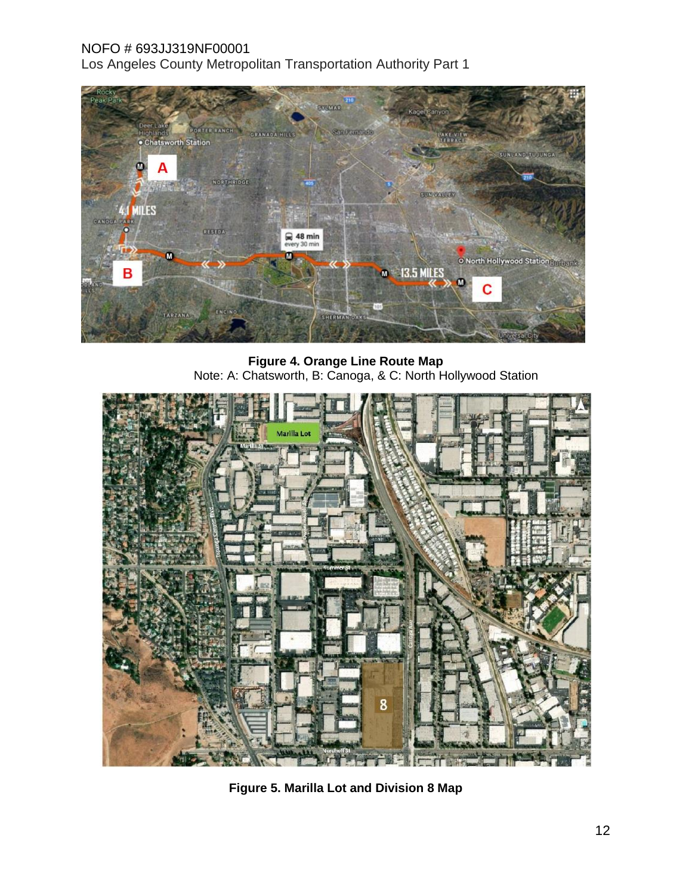**Figure 4. Orange Line Route Map**

Note: A: Chatsworth, B: Canoga, & C: North Hollywood Station

**Figure 5. Marilla Lot and Division 8 Map**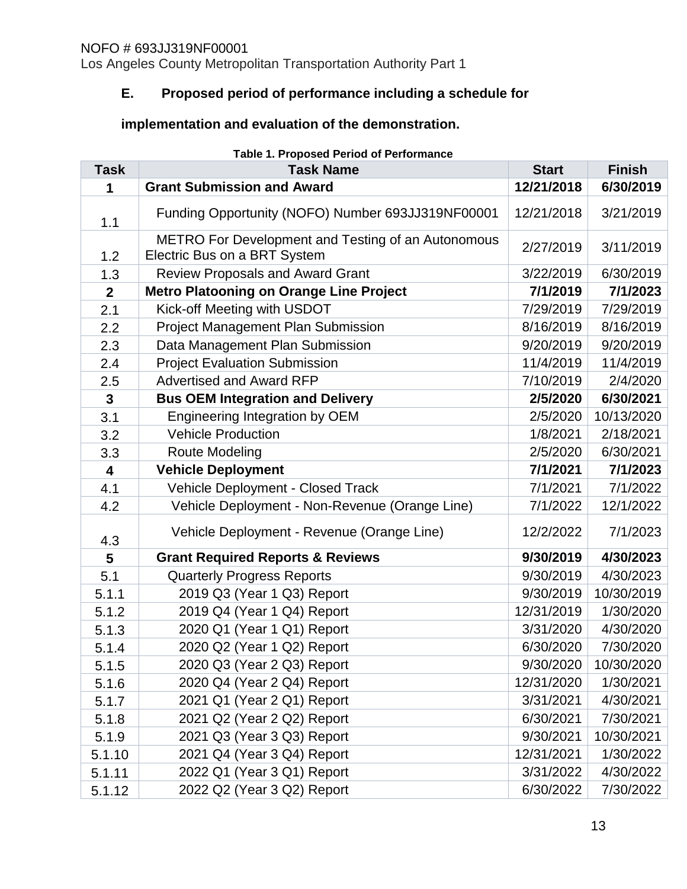### E. Proposed period of performance including a schedule for implementation and evaluation of the demonstration.

**Table 1. Proposed Period of Performance**

| Task | Task Name | Start | Finish |
|---|---|---|---|
| **1** | **Grant Submission and Award** | **12/21/2018** | **6/30/2019** |
| 1.1 | Funding Opportunity (NOFO) Number 693JJ319NF00001 | 12/21/2018 | 3/21/2019 |
| 1.2 | METRO For Development and Testing of an Autonomous Electric Bus on a BRT System | 2/27/2019 | 3/11/2019 |
| 1.3 | Review Proposals and Award Grant | 3/22/2019 | 6/30/2019 |
| **2** | **Metro Platooning on Orange Line Project** | **7/1/2019** | **7/1/2023** |
| 2.1 | Kick-off Meeting with USDOT | 7/29/2019 | 7/29/2019 |
| 2.2 | Project Management Plan Submission | 8/16/2019 | 8/16/2019 |
| 2.3 | Data Management Plan Submission | 9/20/2019 | 9/20/2019 |
| 2.4 | Project Evaluation Submission | 11/4/2019 | 11/4/2019 |
| 2.5 | Advertised and Award RFP | 7/10/2019 | 2/4/2020 |
| **3** | **Bus OEM Integration and Delivery** | **2/5/2020** | **6/30/2021** |
| 3.1 | Engineering Integration by OEM | 2/5/2020 | 10/13/2020 |
| 3.2 | Vehicle Production | 1/8/2021 | 2/18/2021 |
| 3.3 | Route Modeling | 2/5/2020 | 6/30/2021 |
| **4** | **Vehicle Deployment** | **7/1/2021** | **7/1/2023** |
| 4.1 | Vehicle Deployment - Closed Track | 7/1/2021 | 7/1/2022 |
| 4.2 | Vehicle Deployment - Non-Revenue (Orange Line) | 7/1/2022 | 12/1/2022 |
| 4.3 | Vehicle Deployment - Revenue (Orange Line) | 12/2/2022 | 7/1/2023 |
| **5** | **Grant Required Reports & Reviews** | **9/30/2019** | **4/30/2023** |
| 5.1 | Quarterly Progress Reports | 9/30/2019 | 4/30/2023 |
| 5.1.1 | 2019 Q3 (Year 1 Q3) Report | 9/30/2019 | 10/30/2019 |
| 5.1.2 | 2019 Q4 (Year 1 Q4) Report | 12/31/2019 | 1/30/2020 |
| 5.1.3 | 2020 Q1 (Year 1 Q1) Report | 3/31/2020 | 4/30/2020 |
| 5.1.4 | 2020 Q2 (Year 1 Q2) Report | 6/30/2020 | 7/30/2020 |
| 5.1.5 | 2020 Q3 (Year 2 Q3) Report | 9/30/2020 | 10/30/2020 |
| 5.1.6 | 2020 Q4 (Year 2 Q4) Report | 12/31/2020 | 1/30/2021 |
| 5.1.7 | 2021 Q1 (Year 2 Q1) Report | 3/31/2021 | 4/30/2021 |
| 5.1.8 | 2021 Q2 (Year 2 Q2) Report | 6/30/2021 | 7/30/2021 |
| 5.1.9 | 2021 Q3 (Year 3 Q3) Report | 9/30/2021 | 10/30/2021 |
| 5.1.10 | 2021 Q4 (Year 3 Q4) Report | 12/31/2021 | 1/30/2022 |
| 5.1.11 | 2022 Q1 (Year 3 Q1) Report | 3/31/2022 | 4/30/2022 |
| 5.1.12 | 2022 Q2 (Year 3 Q2) Report | 6/30/2022 | 7/30/2022 |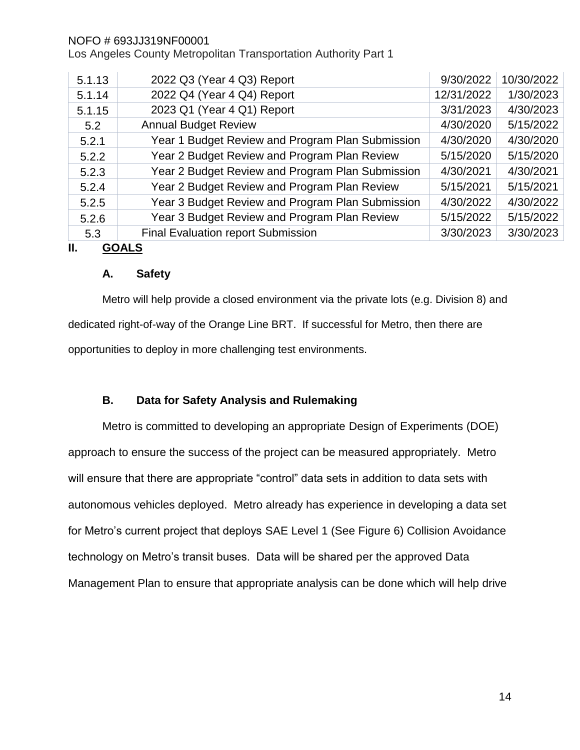| 5.1.13 | 2022 Q3 (Year 4 Q3) Report | 9/30/2022 | 10/30/2022 |
|---|---|---|---|
| 5.1.14 | 2022 Q4 (Year 4 Q4) Report | 12/31/2022 | 1/30/2023 |
| 5.1.15 | 2023 Q1 (Year 4 Q1) Report | 3/31/2023 | 4/30/2023 |
| 5.2 | Annual Budget Review | 4/30/2020 | 5/15/2022 |
| 5.2.1 | Year 1 Budget Review and Program Plan Submission | 4/30/2020 | 4/30/2020 |
| 5.2.2 | Year 2 Budget Review and Program Plan Review | 5/15/2020 | 5/15/2020 |
| 5.2.3 | Year 2 Budget Review and Program Plan Submission | 4/30/2021 | 4/30/2021 |
| 5.2.4 | Year 2 Budget Review and Program Plan Review | 5/15/2021 | 5/15/2021 |
| 5.2.5 | Year 3 Budget Review and Program Plan Submission | 4/30/2022 | 4/30/2022 |
| 5.2.6 | Year 3 Budget Review and Program Plan Review | 5/15/2022 | 5/15/2022 |
| 5.3 | Final Evaluation report Submission | 3/30/2023 | 3/30/2023 |

## II. GOALS

### A. Safety

Metro will help provide a closed environment via the private lots (e.g. Division 8) and dedicated right-of-way of the Orange Line BRT. If successful for Metro, then there are opportunities to deploy in more challenging test environments.

### B. Data for Safety Analysis and Rulemaking

Metro is committed to developing an appropriate Design of Experiments (DOE) approach to ensure the success of the project can be measured appropriately. Metro will ensure that there are appropriate "control" data sets in addition to data sets with autonomous vehicles deployed. Metro already has experience in developing a data set for Metro's current project that deploys SAE Level 1 (See Figure 6) Collision Avoidance technology on Metro's transit buses. Data will be shared per the approved Data Management Plan to ensure that appropriate analysis can be done which will help drive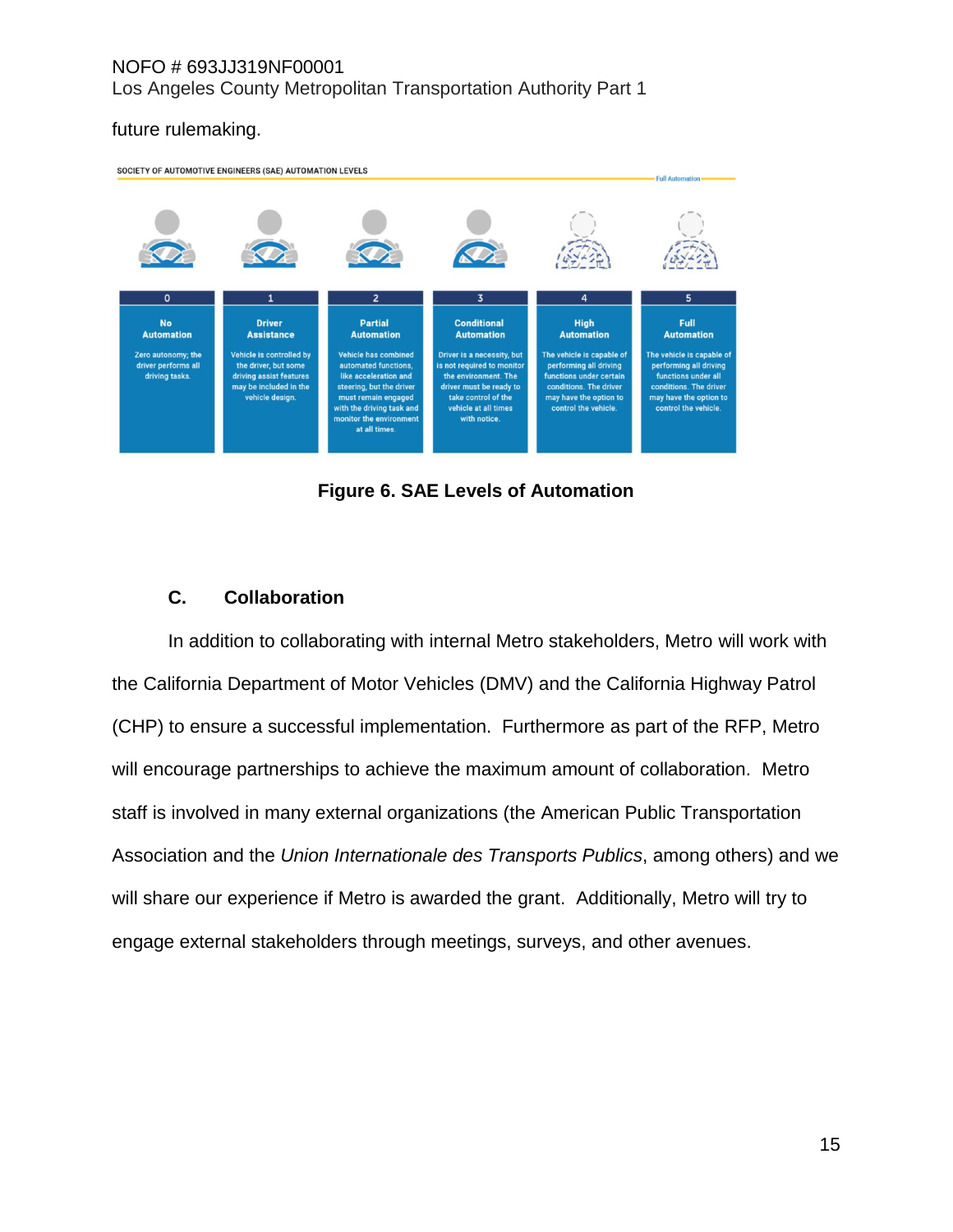future rulemaking.

SOCIETY OF AUTOMOTIVE ENGINEERS (SAE) AUTOMATION LEVELS

Full Automation

| 0 | 1 | 2 | 3 | 4 | 5 |
|---|---|---|---|---|---|
| **No Automation** | **Driver Assistance** | **Partial Automation** | **Conditional Automation** | **High Automation** | **Full Automation** |
| Zero autonomy; the driver performs all driving tasks. | Vehicle is controlled by the driver, but some driving assist features may be included in the vehicle design. | Vehicle has combined automated functions, like acceleration and steering, but the driver must remain engaged with the driving task and monitor the environment at all times. | Driver is a necessity, but is not required to monitor the environment. The driver must be ready to take control of the vehicle at all times with notice. | The vehicle is capable of performing all driving functions under certain conditions. The driver may have the option to control the vehicle. | The vehicle is capable of performing all driving functions under all conditions. The driver may have the option to control the vehicle. |

**Figure 6. SAE Levels of Automation**

### C. Collaboration

In addition to collaborating with internal Metro stakeholders, Metro will work with the California Department of Motor Vehicles (DMV) and the California Highway Patrol (CHP) to ensure a successful implementation. Furthermore as part of the RFP, Metro will encourage partnerships to achieve the maximum amount of collaboration. Metro staff is involved in many external organizations (the American Public Transportation Association and the *Union Internationale des Transports Publics*, among others) and we will share our experience if Metro is awarded the grant. Additionally, Metro will try to engage external stakeholders through meetings, surveys, and other avenues.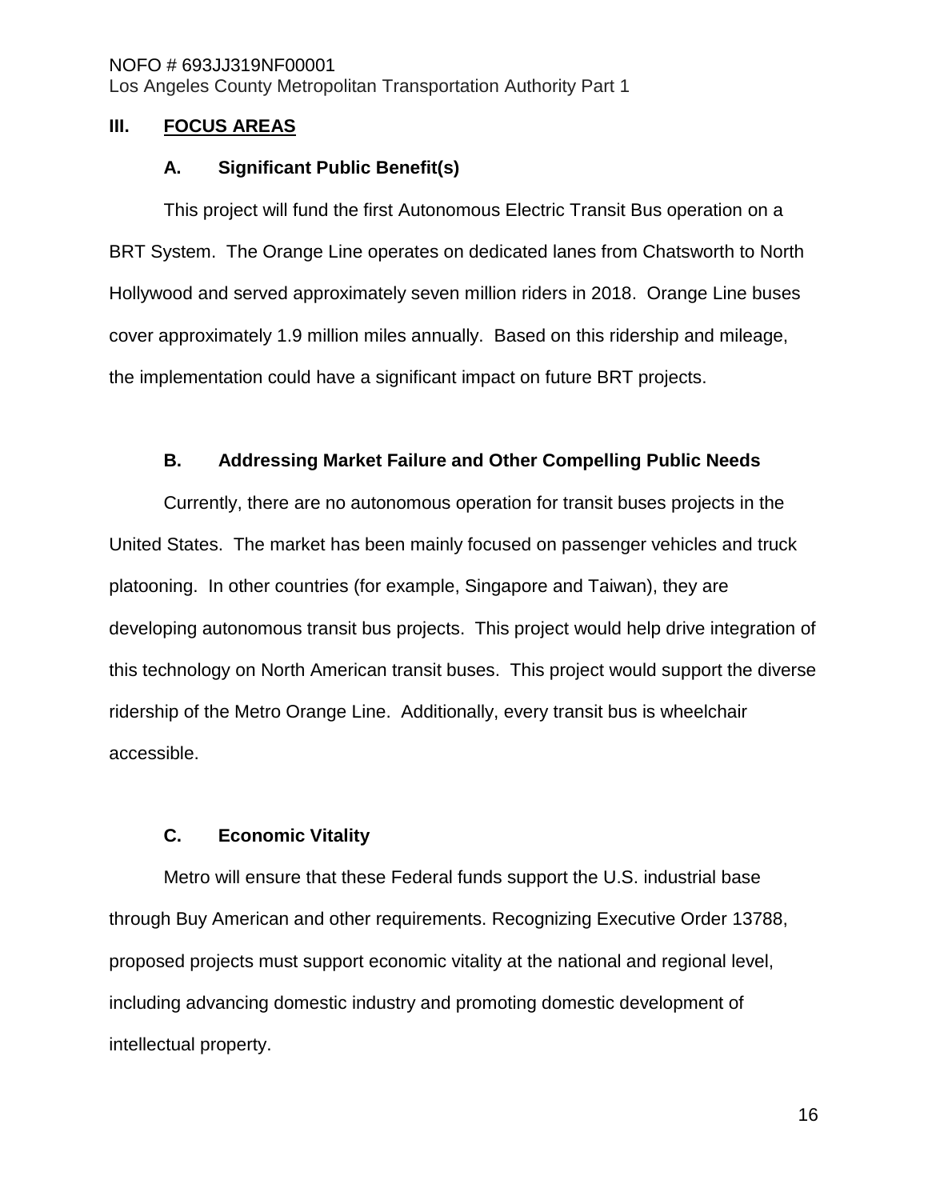## III. FOCUS AREAS

### A. Significant Public Benefit(s)

This project will fund the first Autonomous Electric Transit Bus operation on a BRT System. The Orange Line operates on dedicated lanes from Chatsworth to North Hollywood and served approximately seven million riders in 2018. Orange Line buses cover approximately 1.9 million miles annually. Based on this ridership and mileage, the implementation could have a significant impact on future BRT projects.

### B. Addressing Market Failure and Other Compelling Public Needs

Currently, there are no autonomous operation for transit buses projects in the United States. The market has been mainly focused on passenger vehicles and truck platooning. In other countries (for example, Singapore and Taiwan), they are developing autonomous transit bus projects. This project would help drive integration of this technology on North American transit buses. This project would support the diverse ridership of the Metro Orange Line. Additionally, every transit bus is wheelchair accessible.

### C. Economic Vitality

Metro will ensure that these Federal funds support the U.S. industrial base through Buy American and other requirements. Recognizing Executive Order 13788, proposed projects must support economic vitality at the national and regional level, including advancing domestic industry and promoting domestic development of intellectual property.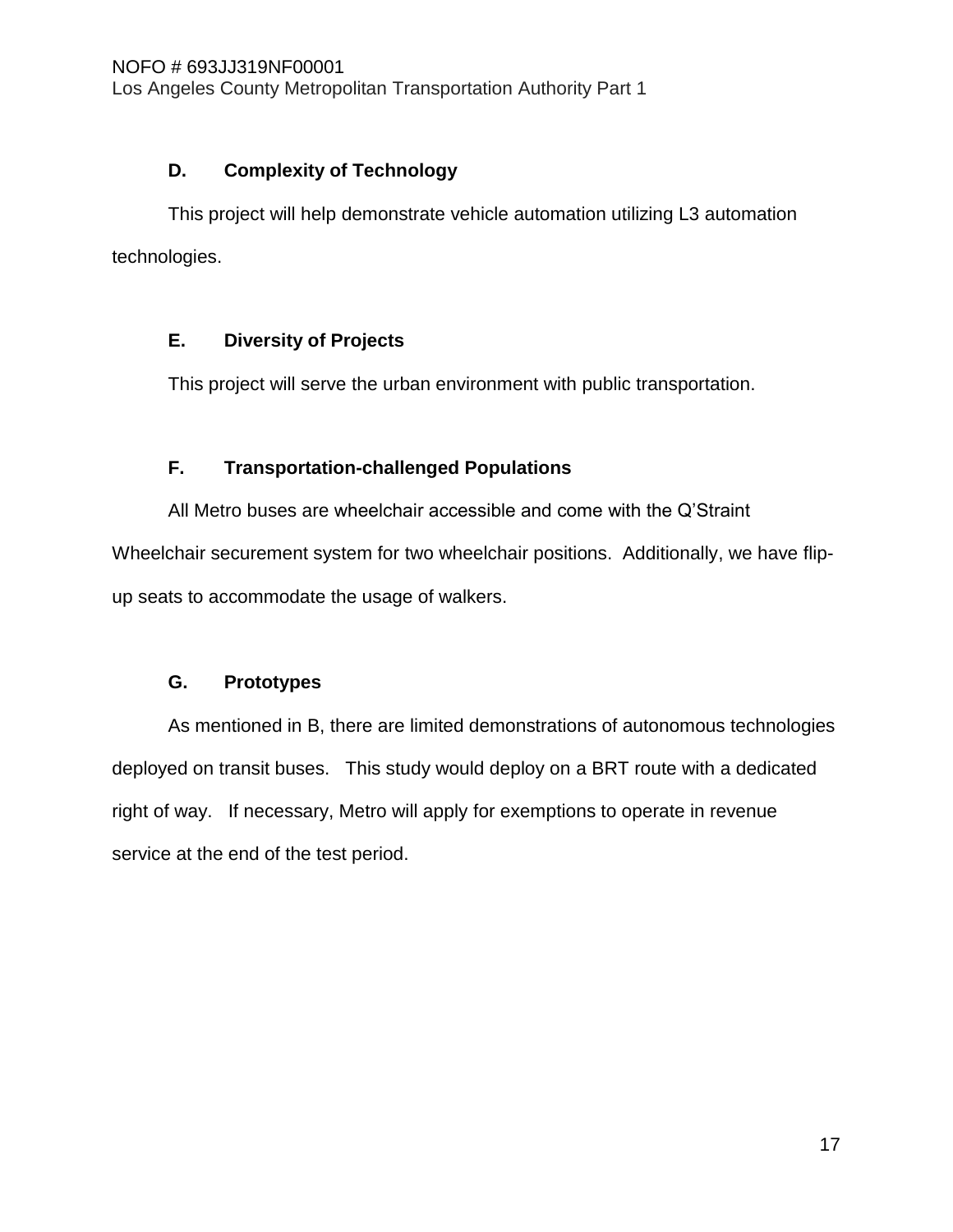### D. Complexity of Technology

This project will help demonstrate vehicle automation utilizing L3 automation technologies.

### E. Diversity of Projects

This project will serve the urban environment with public transportation.

### F. Transportation-challenged Populations

All Metro buses are wheelchair accessible and come with the Q'Straint Wheelchair securement system for two wheelchair positions. Additionally, we have flip-up seats to accommodate the usage of walkers.

### G. Prototypes

As mentioned in B, there are limited demonstrations of autonomous technologies deployed on transit buses. This study would deploy on a BRT route with a dedicated right of way. If necessary, Metro will apply for exemptions to operate in revenue service at the end of the test period.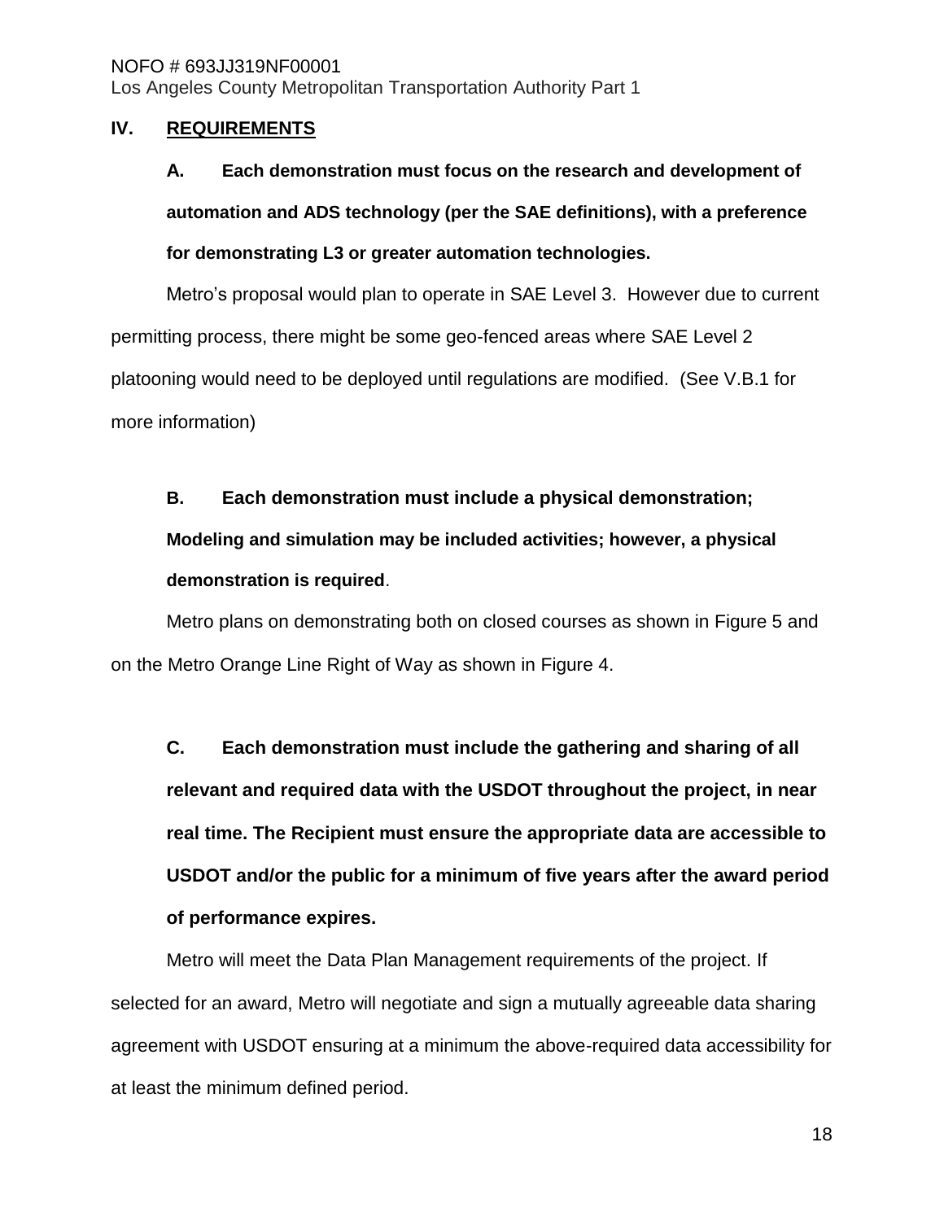## IV. REQUIREMENTS

### A. Each demonstration must focus on the research and development of automation and ADS technology (per the SAE definitions), with a preference for demonstrating L3 or greater automation technologies.

Metro's proposal would plan to operate in SAE Level 3. However due to current permitting process, there might be some geo-fenced areas where SAE Level 2 platooning would need to be deployed until regulations are modified. (See V.B.1 for more information)

### B. Each demonstration must include a physical demonstration; Modeling and simulation may be included activities; however, a physical demonstration is required.

Metro plans on demonstrating both on closed courses as shown in Figure 5 and on the Metro Orange Line Right of Way as shown in Figure 4.

### C. Each demonstration must include the gathering and sharing of all relevant and required data with the USDOT throughout the project, in near real time. The Recipient must ensure the appropriate data are accessible to USDOT and/or the public for a minimum of five years after the award period of performance expires.

Metro will meet the Data Plan Management requirements of the project. If selected for an award, Metro will negotiate and sign a mutually agreeable data sharing agreement with USDOT ensuring at a minimum the above-required data accessibility for at least the minimum defined period.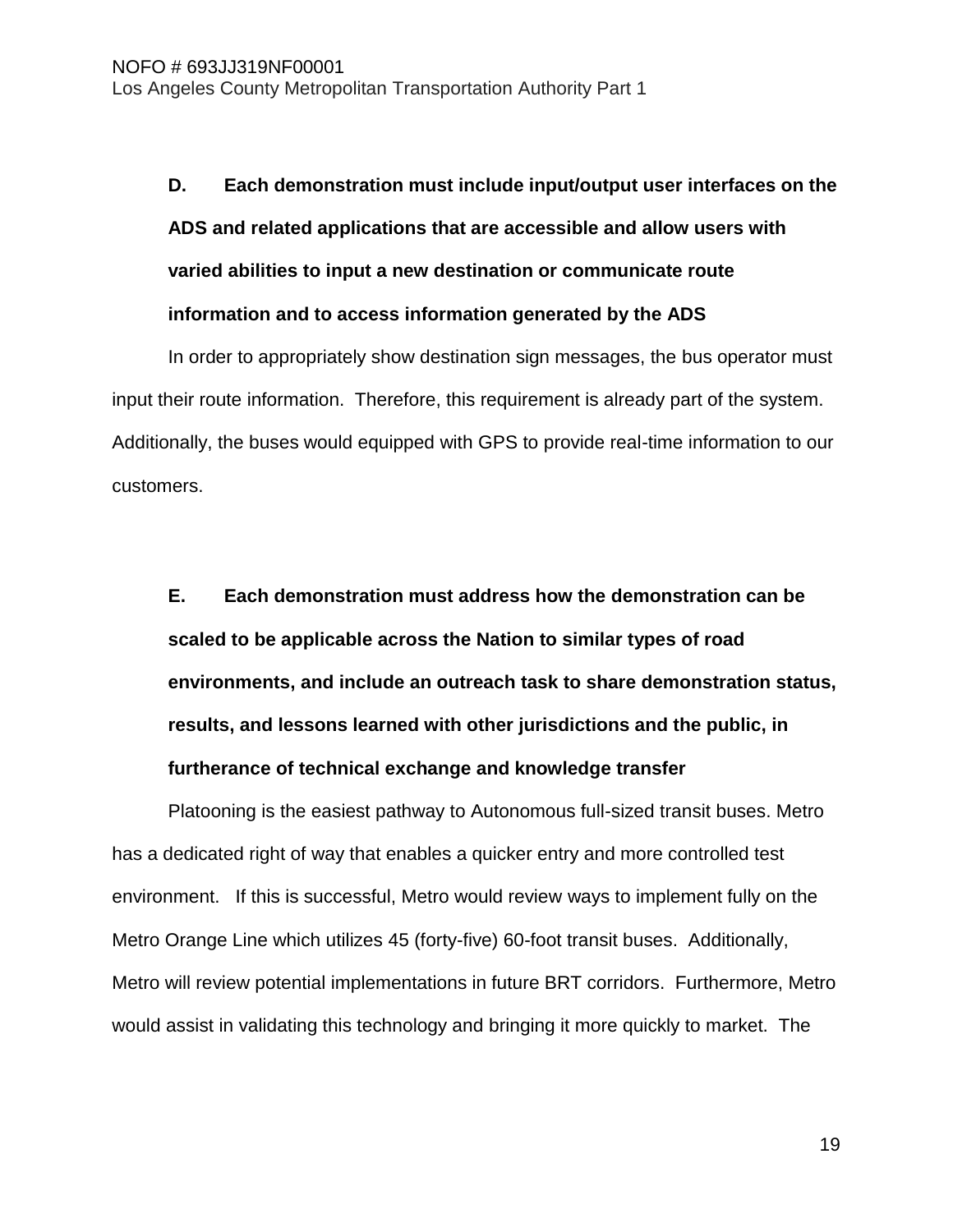**D. Each demonstration must include input/output user interfaces on the ADS and related applications that are accessible and allow users with varied abilities to input a new destination or communicate route information and to access information generated by the ADS**

In order to appropriately show destination sign messages, the bus operator must input their route information. Therefore, this requirement is already part of the system. Additionally, the buses would equipped with GPS to provide real-time information to our customers.

**E. Each demonstration must address how the demonstration can be scaled to be applicable across the Nation to similar types of road environments, and include an outreach task to share demonstration status, results, and lessons learned with other jurisdictions and the public, in furtherance of technical exchange and knowledge transfer**

Platooning is the easiest pathway to Autonomous full-sized transit buses. Metro has a dedicated right of way that enables a quicker entry and more controlled test environment. If this is successful, Metro would review ways to implement fully on the Metro Orange Line which utilizes 45 (forty-five) 60-foot transit buses. Additionally, Metro will review potential implementations in future BRT corridors. Furthermore, Metro would assist in validating this technology and bringing it more quickly to market. The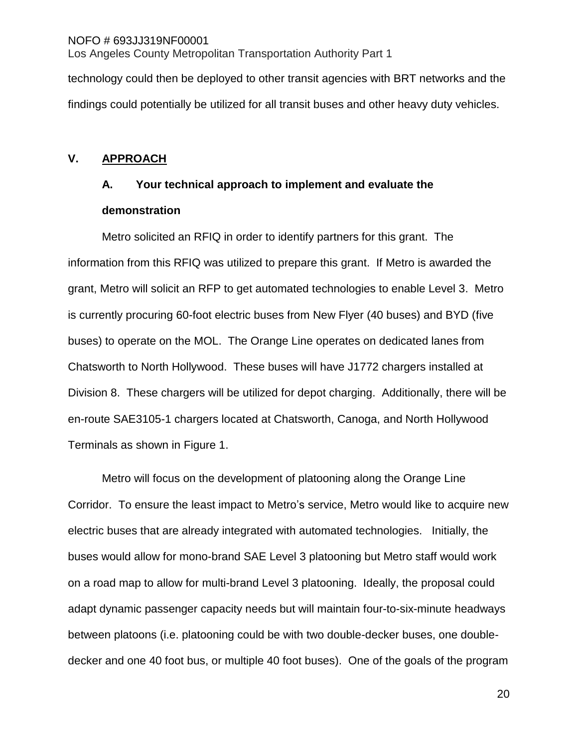technology could then be deployed to other transit agencies with BRT networks and the findings could potentially be utilized for all transit buses and other heavy duty vehicles.

## V. APPROACH

### A. Your technical approach to implement and evaluate the demonstration

Metro solicited an RFIQ in order to identify partners for this grant. The information from this RFIQ was utilized to prepare this grant. If Metro is awarded the grant, Metro will solicit an RFP to get automated technologies to enable Level 3. Metro is currently procuring 60-foot electric buses from New Flyer (40 buses) and BYD (five buses) to operate on the MOL. The Orange Line operates on dedicated lanes from Chatsworth to North Hollywood. These buses will have J1772 chargers installed at Division 8. These chargers will be utilized for depot charging. Additionally, there will be en-route SAE3105-1 chargers located at Chatsworth, Canoga, and North Hollywood Terminals as shown in Figure 1.

Metro will focus on the development of platooning along the Orange Line Corridor. To ensure the least impact to Metro's service, Metro would like to acquire new electric buses that are already integrated with automated technologies. Initially, the buses would allow for mono-brand SAE Level 3 platooning but Metro staff would work on a road map to allow for multi-brand Level 3 platooning. Ideally, the proposal could adapt dynamic passenger capacity needs but will maintain four-to-six-minute headways between platoons (i.e. platooning could be with two double-decker buses, one double-decker and one 40 foot bus, or multiple 40 foot buses). One of the goals of the program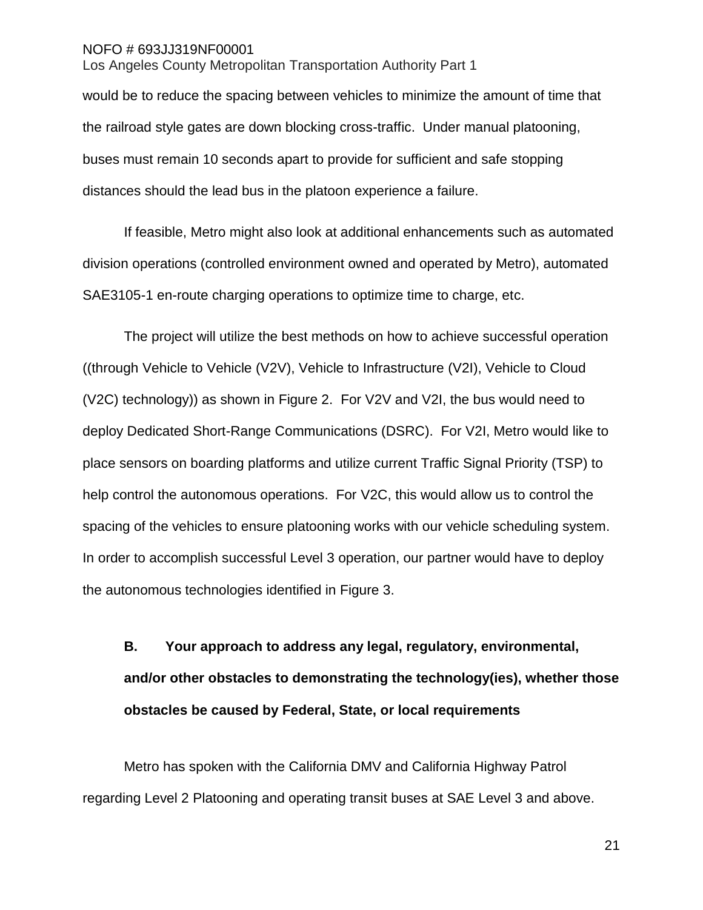would be to reduce the spacing between vehicles to minimize the amount of time that the railroad style gates are down blocking cross-traffic. Under manual platooning, buses must remain 10 seconds apart to provide for sufficient and safe stopping distances should the lead bus in the platoon experience a failure.

If feasible, Metro might also look at additional enhancements such as automated division operations (controlled environment owned and operated by Metro), automated SAE3105-1 en-route charging operations to optimize time to charge, etc.

The project will utilize the best methods on how to achieve successful operation ((through Vehicle to Vehicle (V2V), Vehicle to Infrastructure (V2I), Vehicle to Cloud (V2C) technology)) as shown in Figure 2. For V2V and V2I, the bus would need to deploy Dedicated Short-Range Communications (DSRC). For V2I, Metro would like to place sensors on boarding platforms and utilize current Traffic Signal Priority (TSP) to help control the autonomous operations. For V2C, this would allow us to control the spacing of the vehicles to ensure platooning works with our vehicle scheduling system. In order to accomplish successful Level 3 operation, our partner would have to deploy the autonomous technologies identified in Figure 3.

### B. Your approach to address any legal, regulatory, environmental, and/or other obstacles to demonstrating the technology(ies), whether those obstacles be caused by Federal, State, or local requirements

Metro has spoken with the California DMV and California Highway Patrol regarding Level 2 Platooning and operating transit buses at SAE Level 3 and above.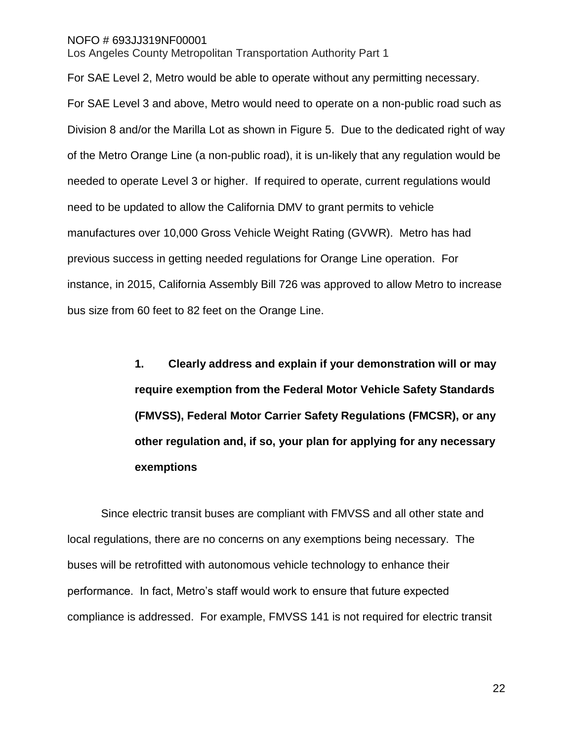For SAE Level 2, Metro would be able to operate without any permitting necessary. For SAE Level 3 and above, Metro would need to operate on a non-public road such as Division 8 and/or the Marilla Lot as shown in Figure 5. Due to the dedicated right of way of the Metro Orange Line (a non-public road), it is un-likely that any regulation would be needed to operate Level 3 or higher. If required to operate, current regulations would need to be updated to allow the California DMV to grant permits to vehicle manufactures over 10,000 Gross Vehicle Weight Rating (GVWR). Metro has had previous success in getting needed regulations for Orange Line operation. For instance, in 2015, California Assembly Bill 726 was approved to allow Metro to increase bus size from 60 feet to 82 feet on the Orange Line.

**1. Clearly address and explain if your demonstration will or may require exemption from the Federal Motor Vehicle Safety Standards (FMVSS), Federal Motor Carrier Safety Regulations (FMCSR), or any other regulation and, if so, your plan for applying for any necessary exemptions**

Since electric transit buses are compliant with FMVSS and all other state and local regulations, there are no concerns on any exemptions being necessary. The buses will be retrofitted with autonomous vehicle technology to enhance their performance. In fact, Metro's staff would work to ensure that future expected compliance is addressed. For example, FMVSS 141 is not required for electric transit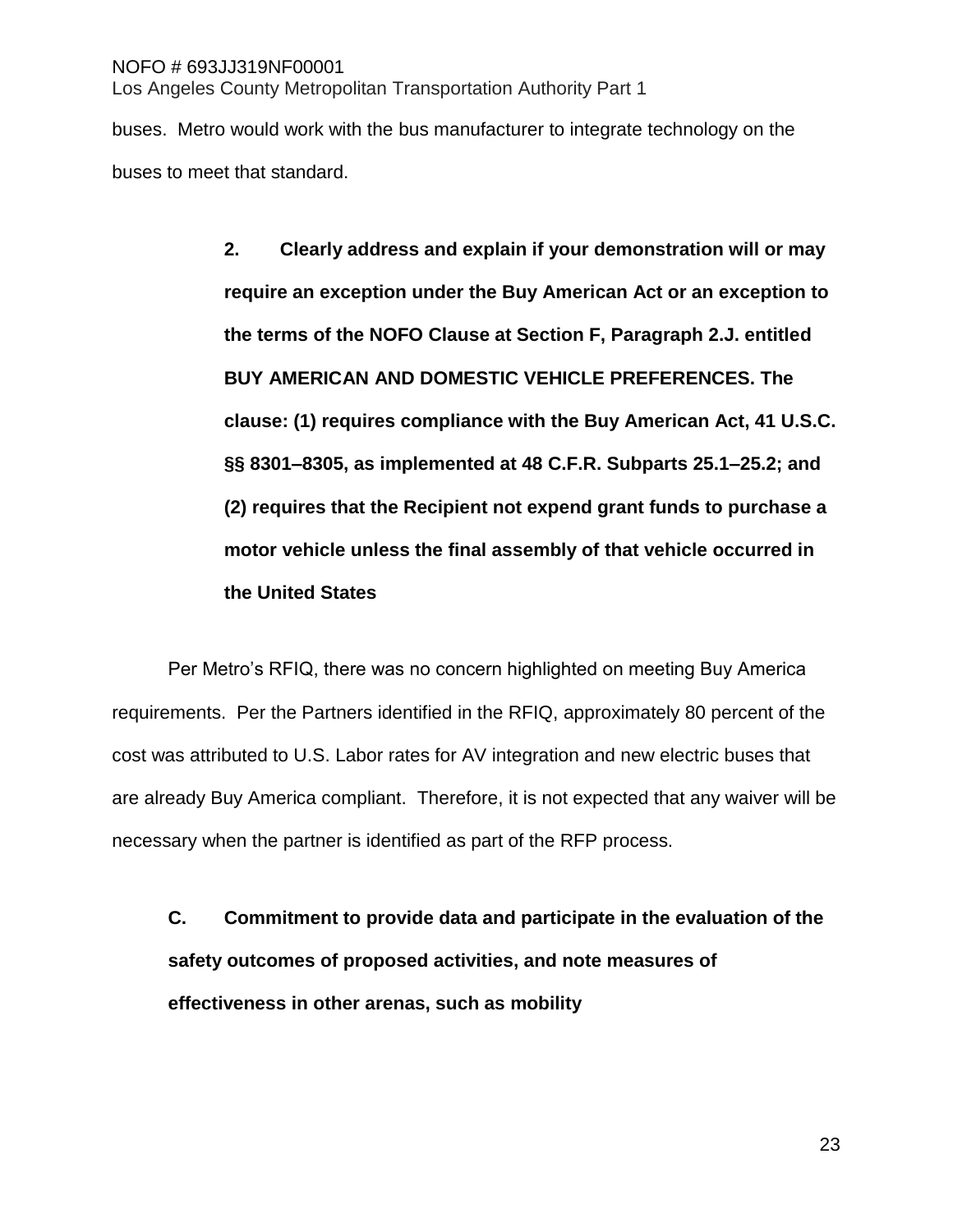buses. Metro would work with the bus manufacturer to integrate technology on the buses to meet that standard.

**2. Clearly address and explain if your demonstration will or may require an exception under the Buy American Act or an exception to the terms of the NOFO Clause at Section F, Paragraph 2.J. entitled BUY AMERICAN AND DOMESTIC VEHICLE PREFERENCES. The clause: (1) requires compliance with the Buy American Act, 41 U.S.C. §§ 8301–8305, as implemented at 48 C.F.R. Subparts 25.1–25.2; and (2) requires that the Recipient not expend grant funds to purchase a motor vehicle unless the final assembly of that vehicle occurred in the United States**

Per Metro's RFIQ, there was no concern highlighted on meeting Buy America requirements. Per the Partners identified in the RFIQ, approximately 80 percent of the cost was attributed to U.S. Labor rates for AV integration and new electric buses that are already Buy America compliant. Therefore, it is not expected that any waiver will be necessary when the partner is identified as part of the RFP process.

## C. Commitment to provide data and participate in the evaluation of the safety outcomes of proposed activities, and note measures of effectiveness in other arenas, such as mobility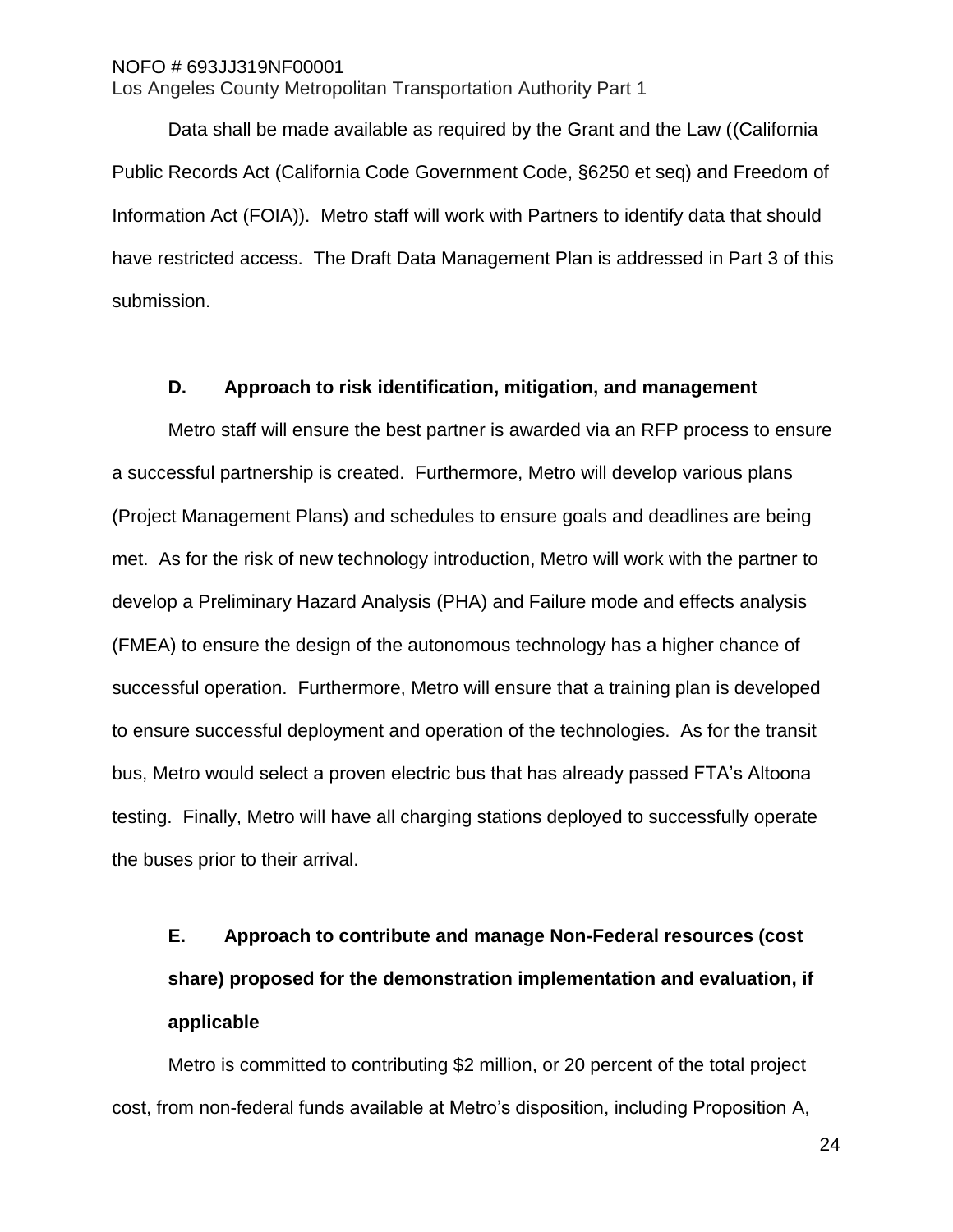Data shall be made available as required by the Grant and the Law ((California Public Records Act (California Code Government Code, §6250 et seq) and Freedom of Information Act (FOIA)). Metro staff will work with Partners to identify data that should have restricted access. The Draft Data Management Plan is addressed in Part 3 of this submission.

### D. Approach to risk identification, mitigation, and management

Metro staff will ensure the best partner is awarded via an RFP process to ensure a successful partnership is created. Furthermore, Metro will develop various plans (Project Management Plans) and schedules to ensure goals and deadlines are being met. As for the risk of new technology introduction, Metro will work with the partner to develop a Preliminary Hazard Analysis (PHA) and Failure mode and effects analysis (FMEA) to ensure the design of the autonomous technology has a higher chance of successful operation. Furthermore, Metro will ensure that a training plan is developed to ensure successful deployment and operation of the technologies. As for the transit bus, Metro would select a proven electric bus that has already passed FTA's Altoona testing. Finally, Metro will have all charging stations deployed to successfully operate the buses prior to their arrival.

### E. Approach to contribute and manage Non-Federal resources (cost share) proposed for the demonstration implementation and evaluation, if applicable

Metro is committed to contributing $2 million, or 20 percent of the total project cost, from non-federal funds available at Metro's disposition, including Proposition A,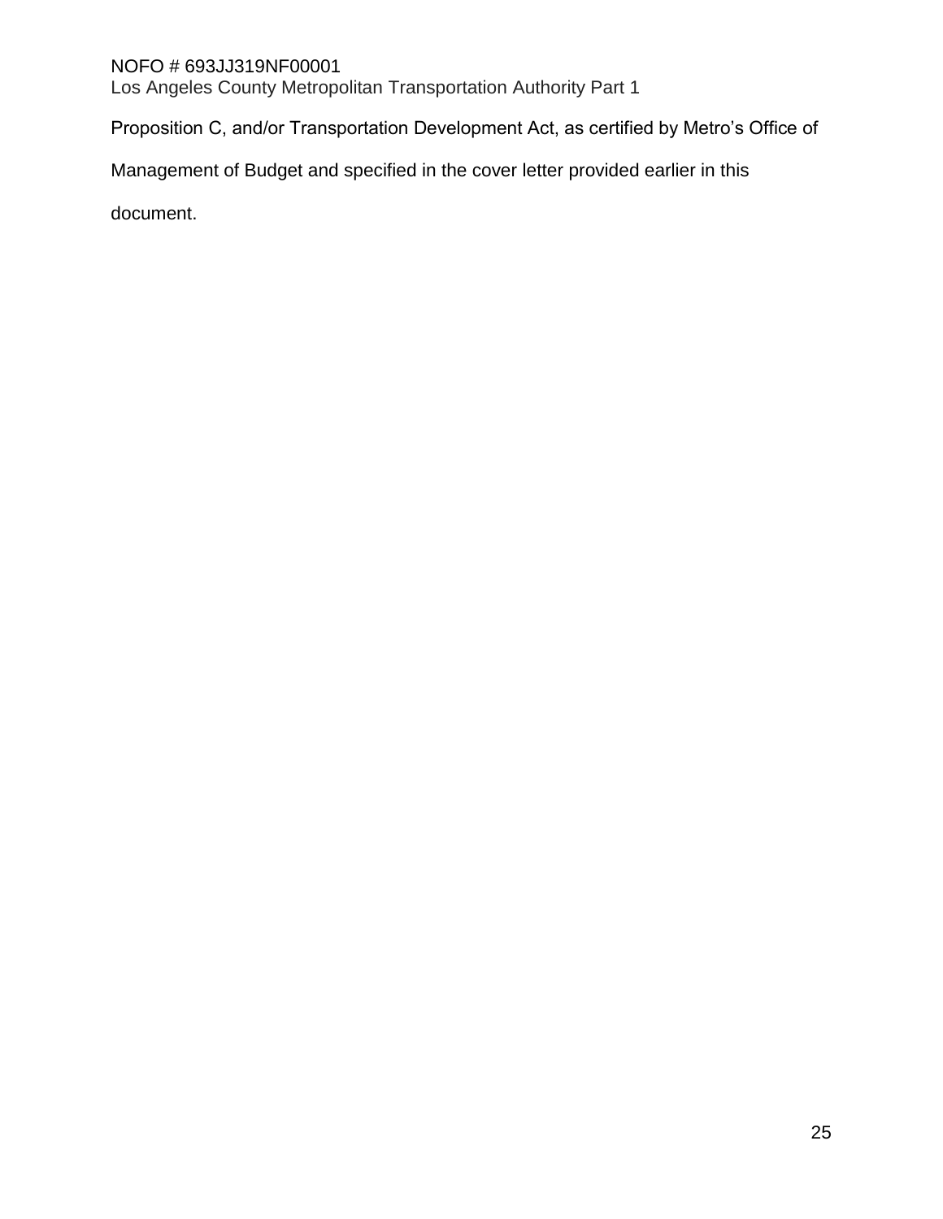Proposition C, and/or Transportation Development Act, as certified by Metro's Office of Management of Budget and specified in the cover letter provided earlier in this document.